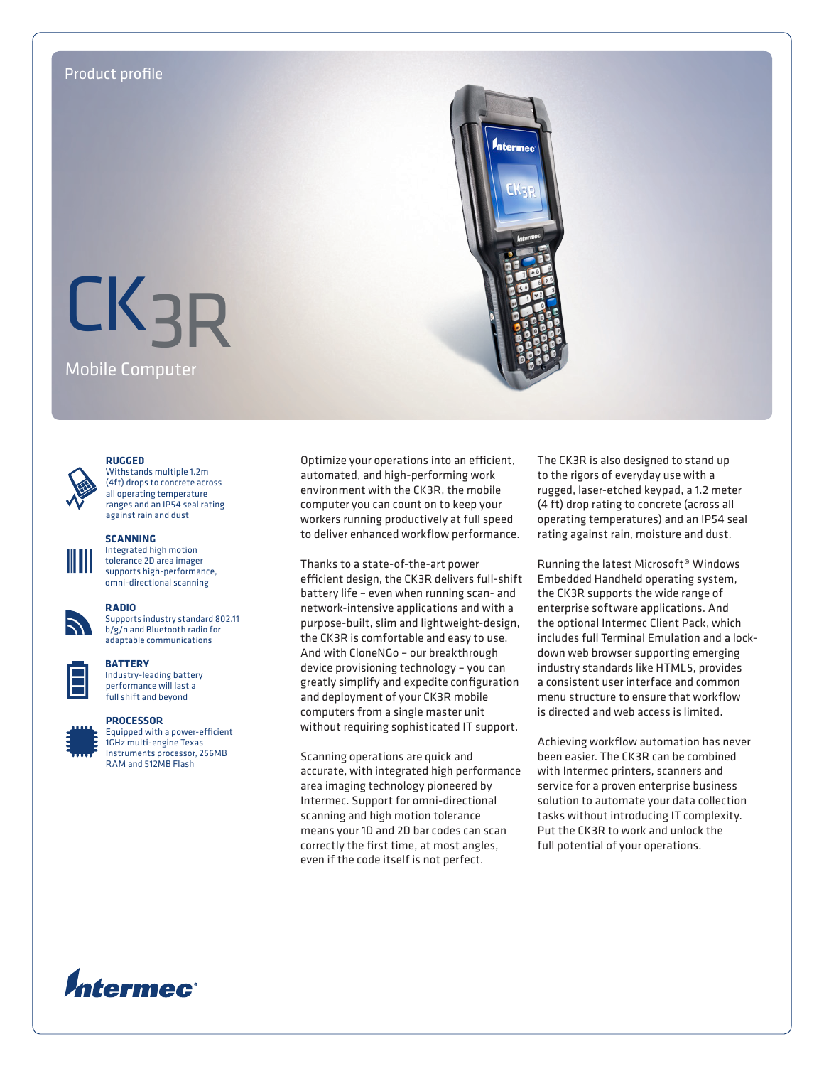Product profile

# CK3R

Mobile Computer

**RUGGED**
Withstands multiple 1.2m (4ft) drops to concrete across all operating temperature ranges and an IP54 seal rating against rain and dust

**SCANNING**
Integrated high motion tolerance 2D area imager supports high-performance, omni-directional scanning

**RADIO**
Supports industry standard 802.11 b/g/n and Bluetooth radio for adaptable communications

**BATTERY**
Industry-leading battery performance will last a full shift and beyond

**PROCESSOR**
Equipped with a power-efficient 1GHz multi-engine Texas Instruments processor, 256MB RAM and 512MB Flash

Optimize your operations into an efficient, automated, and high-performing work environment with the CK3R, the mobile computer you can count on to keep your workers running productively at full speed to deliver enhanced workflow performance.

Thanks to a state-of-the-art power efficient design, the CK3R delivers full-shift battery life – even when running scan- and network-intensive applications and with a purpose-built, slim and lightweight-design, the CK3R is comfortable and easy to use. And with CloneNGo – our breakthrough device provisioning technology – you can greatly simplify and expedite configuration and deployment of your CK3R mobile computers from a single master unit without requiring sophisticated IT support.

Scanning operations are quick and accurate, with integrated high performance area imaging technology pioneered by Intermec. Support for omni-directional scanning and high motion tolerance means your 1D and 2D bar codes can scan correctly the first time, at most angles, even if the code itself is not perfect.

The CK3R is also designed to stand up to the rigors of everyday use with a rugged, laser-etched keypad, a 1.2 meter (4 ft) drop rating to concrete (across all operating temperatures) and an IP54 seal rating against rain, moisture and dust.

Running the latest Microsoft® Windows Embedded Handheld operating system, the CK3R supports the wide range of enterprise software applications. And the optional Intermec Client Pack, which includes full Terminal Emulation and a lock-down web browser supporting emerging industry standards like HTML5, provides a consistent user interface and common menu structure to ensure that workflow is directed and web access is limited.

Achieving workflow automation has never been easier. The CK3R can be combined with Intermec printers, scanners and service for a proven enterprise business solution to automate your data collection tasks without introducing IT complexity. Put the CK3R to work and unlock the full potential of your operations.

Intermec®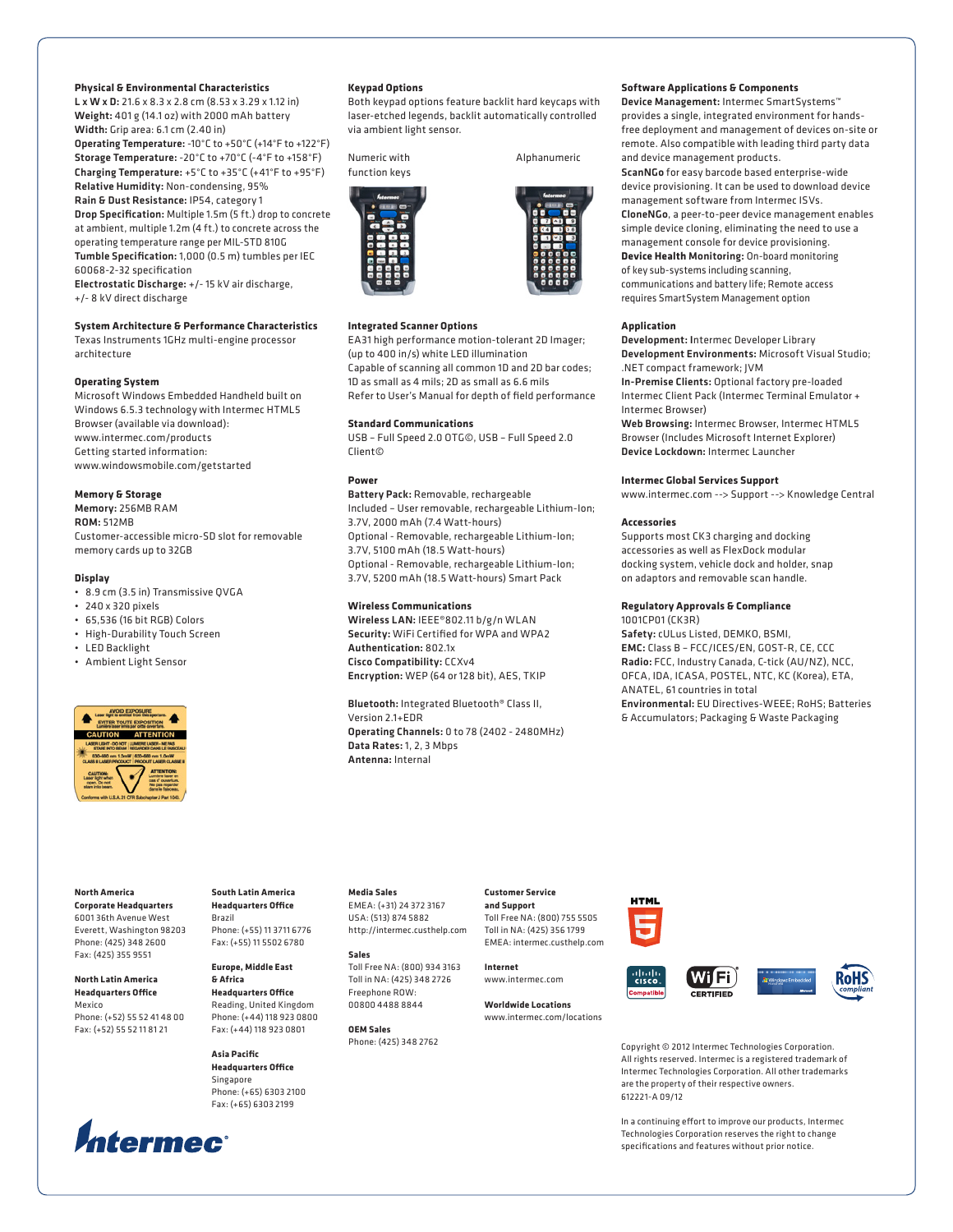### Physical & Environmental Characteristics

**L x W x D:** 21.6 x 8.3 x 2.8 cm (8.53 x 3.29 x 1.12 in)
**Weight:** 401 g (14.1 oz) with 2000 mAh battery
**Width:** Grip area: 6.1 cm (2.40 in)
**Operating Temperature:** -10°C to +50°C (+14°F to +122°F)
**Storage Temperature:** -20°C to +70°C (-4°F to +158°F)
**Charging Temperature:** +5°C to +35°C (+41°F to +95°F)
**Relative Humidity:** Non-condensing, 95%
**Rain & Dust Resistance:** IP54, category 1
**Drop Specification:** Multiple 1.5m (5 ft.) drop to concrete at ambient, multiple 1.2m (4 ft.) to concrete across the operating temperature range per MIL-STD 810G
**Tumble Specification:** 1,000 (0.5 m) tumbles per IEC 60068-2-32 specification
**Electrostatic Discharge:** +/- 15 kV air discharge, +/- 8 kV direct discharge

### System Architecture & Performance Characteristics

Texas Instruments 1GHz multi-engine processor architecture

### Operating System

Microsoft Windows Embedded Handheld built on Windows 6.5.3 technology with Intermec HTML5 Browser (available via download): www.intermec.com/products
Getting started information: www.windowsmobile.com/getstarted

### Memory & Storage

**Memory:** 256MB RAM
**ROM:** 512MB
Customer-accessible micro-SD slot for removable memory cards up to 32GB

### Display

- 8.9 cm (3.5 in) Transmissive QVGA
- 240 x 320 pixels
- 65,536 (16 bit RGB) Colors
- High-Durability Touch Screen
- LED Backlight
- Ambient Light Sensor

### Keypad Options

Both keypad options feature backlit hard keycaps with laser-etched legends, backlit automatically controlled via ambient light sensor.

Numeric with function keys

Alphanumeric

### Integrated Scanner Options

EA31 high performance motion-tolerant 2D Imager; (up to 400 in/s) white LED illumination
Capable of scanning all common 1D and 2D bar codes; 1D as small as 4 mils; 2D as small as 6.6 mils
Refer to User's Manual for depth of field performance

### Standard Communications

USB – Full Speed 2.0 OTG©, USB – Full Speed 2.0 Client©

### Power

**Battery Pack:** Removable, rechargeable
Included – User removable, rechargeable Lithium-Ion; 3.7V, 2000 mAh (7.4 Watt-hours)
Optional - Removable, rechargeable Lithium-Ion; 3.7V, 5100 mAh (18.5 Watt-hours)
Optional - Removable, rechargeable Lithium-Ion; 3.7V, 5200 mAh (18.5 Watt-hours) Smart Pack

### Wireless Communications

**Wireless LAN:** IEEE®802.11 b/g/n WLAN
**Security:** WiFi Certified for WPA and WPA2
**Authentication:** 802.1x
**Cisco Compatibility:** CCXv4
**Encryption:** WEP (64 or 128 bit), AES, TKIP

**Bluetooth:** Integrated Bluetooth® Class II, Version 2.1+EDR
**Operating Channels:** 0 to 78 (2402 - 2480MHz)
**Data Rates:** 1, 2, 3 Mbps
**Antenna:** Internal

### Software Applications & Components

**Device Management:** Intermec SmartSystems™ provides a single, integrated environment for hands-free deployment and management of devices on-site or remote. Also compatible with leading third party data and device management products.
**ScanNGo** for easy barcode based enterprise-wide device provisioning. It can be used to download device management software from Intermec ISVs.
**CloneNGo**, a peer-to-peer device management enables simple device cloning, eliminating the need to use a management console for device provisioning.
**Device Health Monitoring:** On-board monitoring of key sub-systems including scanning, communications and battery life; Remote access requires SmartSystem Management option

### Application

**Development:** Intermec Developer Library
**Development Environments:** Microsoft Visual Studio; .NET compact framework; JVM
**In-Premise Clients:** Optional factory pre-loaded Intermec Client Pack (Intermec Terminal Emulator + Intermec Browser)
**Web Browsing:** Intermec Browser, Intermec HTML5 Browser (Includes Microsoft Internet Explorer)
**Device Lockdown:** Intermec Launcher

### Intermec Global Services Support

www.intermec.com --> Support --> Knowledge Central

### Accessories

Supports most CK3 charging and docking accessories as well as FlexDock modular docking system, vehicle dock and holder, snap on adaptors and removable scan handle.

### Regulatory Approvals & Compliance

1001CP01 (CK3R)
**Safety:** cULus Listed, DEMKO, BSMI,
**EMC:** Class B – FCC/ICES/EN, GOST-R, CE, CCC
**Radio:** FCC, Industry Canada, C-tick (AU/NZ), NCC, OFCA, IDA, ICASA, POSTEL, NTC, KC (Korea), ETA, ANATEL, 61 countries in total
**Environmental:** EU Directives-WEEE; RoHS; Batteries & Accumulators; Packaging & Waste Packaging

**North America Corporate Headquarters**
6001 36th Avenue West
Everett, Washington 98203
Phone: (425) 348 2600
Fax: (425) 355 9551

**North Latin America Headquarters Office**
Mexico
Phone: (+52) 55 52 41 48 00
Fax: (+52) 55 52 11 81 21

**South Latin America Headquarters Office**
Brazil
Phone: (+55) 11 3711 6776
Fax: (+55) 11 5502 6780

**Europe, Middle East & Africa Headquarters Office**
Reading, United Kingdom
Phone: (+44) 118 923 0800
Fax: (+44) 118 923 0801

**Asia Pacific Headquarters Office**
Singapore
Phone: (+65) 6303 2100
Fax: (+65) 6303 2199

**Media Sales**
EMEA: (+31) 24 372 3167
USA: (513) 874 5882
http://intermec.custhelp.com

**Sales**
Toll Free NA: (800) 934 3163
Toll in NA: (425) 348 2726
Freephone ROW: 00800 4488 8844

**OEM Sales**
Phone: (425) 348 2762

**Customer Service and Support**
Toll Free NA: (800) 755 5505
Toll in NA: (425) 356 1799
EMEA: intermec.custhelp.com

**Internet**
www.intermec.com

**Worldwide Locations**
www.intermec.com/locations

Copyright © 2012 Intermec Technologies Corporation. All rights reserved. Intermec is a registered trademark of Intermec Technologies Corporation. All other trademarks are the property of their respective owners.
612221-A 09/12

In a continuing effort to improve our products, Intermec Technologies Corporation reserves the right to change specifications and features without prior notice.